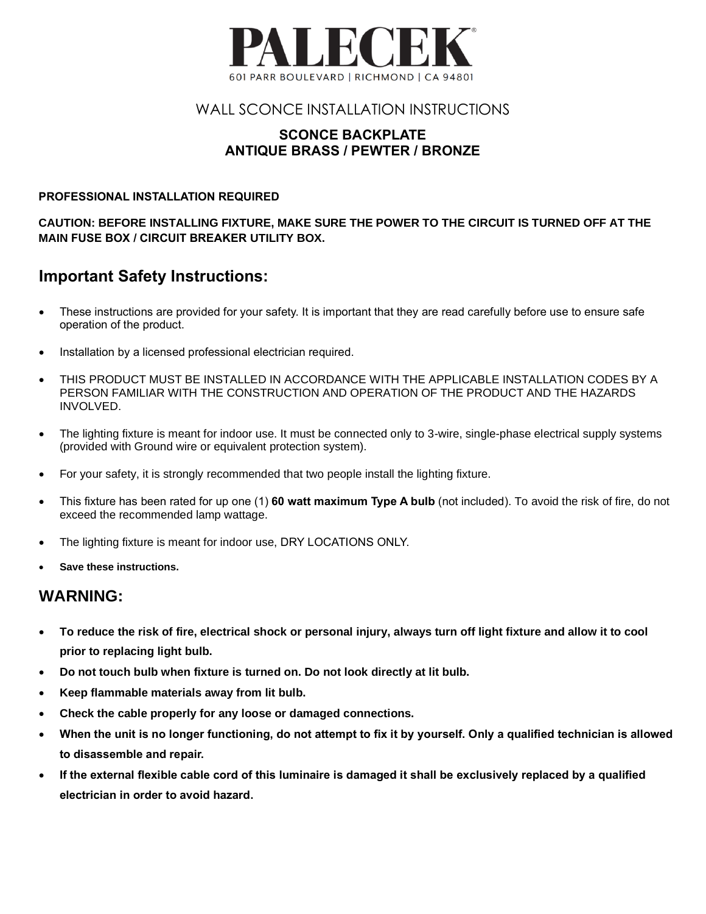# PALECEK

601 PARR BOULEVARD | RICHMOND | CA 94801

## WALL SCONCE INSTALLATION INSTRUCTIONS

**SCONCE BACKPLATE**
**ANTIQUE BRASS / PEWTER / BRONZE**

**PROFESSIONAL INSTALLATION REQUIRED**

**CAUTION: BEFORE INSTALLING FIXTURE, MAKE SURE THE POWER TO THE CIRCUIT IS TURNED OFF AT THE MAIN FUSE BOX / CIRCUIT BREAKER UTILITY BOX.**

## Important Safety Instructions:

- These instructions are provided for your safety. It is important that they are read carefully before use to ensure safe operation of the product.
- Installation by a licensed professional electrician required.
- THIS PRODUCT MUST BE INSTALLED IN ACCORDANCE WITH THE APPLICABLE INSTALLATION CODES BY A PERSON FAMILIAR WITH THE CONSTRUCTION AND OPERATION OF THE PRODUCT AND THE HAZARDS INVOLVED.
- The lighting fixture is meant for indoor use. It must be connected only to 3-wire, single-phase electrical supply systems (provided with Ground wire or equivalent protection system).
- For your safety, it is strongly recommended that two people install the lighting fixture.
- This fixture has been rated for up one (1) **60 watt maximum Type A bulb** (not included). To avoid the risk of fire, do not exceed the recommended lamp wattage.
- The lighting fixture is meant for indoor use, DRY LOCATIONS ONLY.
- **Save these instructions.**

## WARNING:

- **To reduce the risk of fire, electrical shock or personal injury, always turn off light fixture and allow it to cool prior to replacing light bulb.**
- **Do not touch bulb when fixture is turned on. Do not look directly at lit bulb.**
- **Keep flammable materials away from lit bulb.**
- **Check the cable properly for any loose or damaged connections.**
- **When the unit is no longer functioning, do not attempt to fix it by yourself. Only a qualified technician is allowed to disassemble and repair.**
- **If the external flexible cable cord of this luminaire is damaged it shall be exclusively replaced by a qualified electrician in order to avoid hazard.**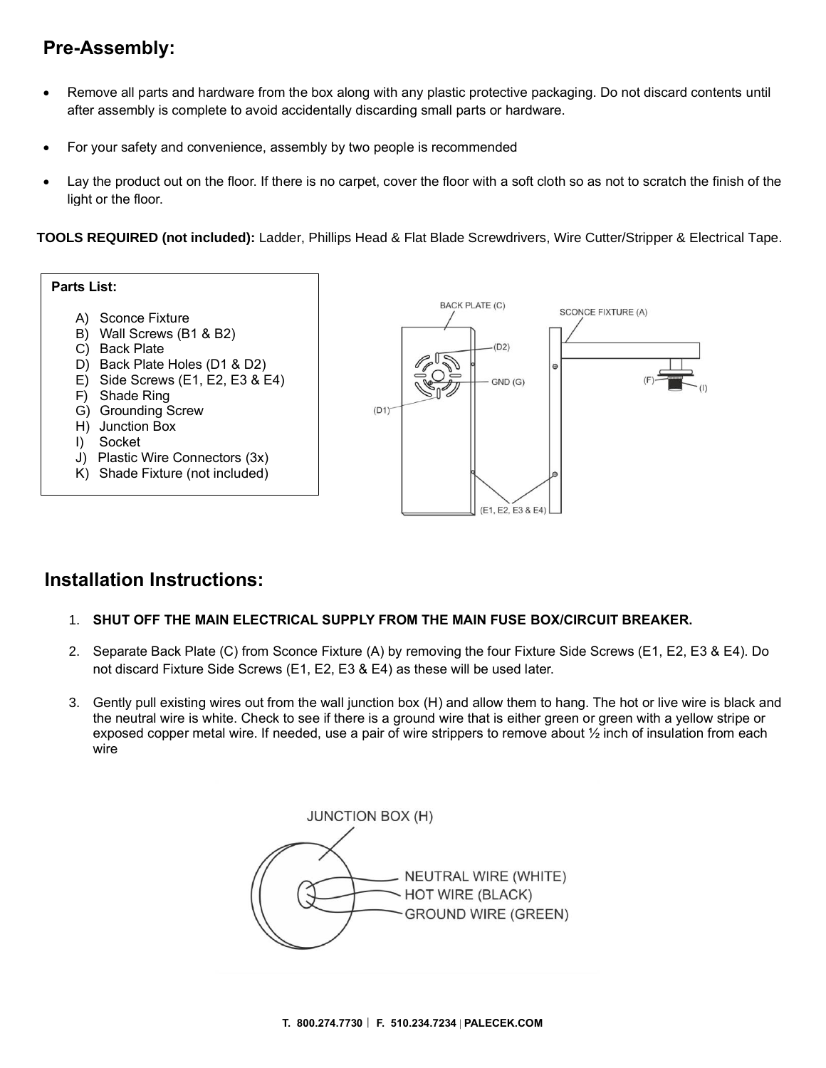## Pre-Assembly:

- Remove all parts and hardware from the box along with any plastic protective packaging. Do not discard contents until after assembly is complete to avoid accidentally discarding small parts or hardware.
- For your safety and convenience, assembly by two people is recommended
- Lay the product out on the floor. If there is no carpet, cover the floor with a soft cloth so as not to scratch the finish of the light or the floor.

**TOOLS REQUIRED (not included):** Ladder, Phillips Head & Flat Blade Screwdrivers, Wire Cutter/Stripper & Electrical Tape.

**Parts List:**

A) Sconce Fixture
B) Wall Screws (B1 & B2)
C) Back Plate
D) Back Plate Holes (D1 & D2)
E) Side Screws (E1, E2, E3 & E4)
F) Shade Ring
G) Grounding Screw
H) Junction Box
I) Socket
J) Plastic Wire Connectors (3x)
K) Shade Fixture (not included)

## Installation Instructions:

1. **SHUT OFF THE MAIN ELECTRICAL SUPPLY FROM THE MAIN FUSE BOX/CIRCUIT BREAKER.**
2. Separate Back Plate (C) from Sconce Fixture (A) by removing the four Fixture Side Screws (E1, E2, E3 & E4). Do not discard Fixture Side Screws (E1, E2, E3 & E4) as these will be used later.
3. Gently pull existing wires out from the wall junction box (H) and allow them to hang. The hot or live wire is black and the neutral wire is white. Check to see if there is a ground wire that is either green or green with a yellow stripe or exposed copper metal wire. If needed, use a pair of wire strippers to remove about ½ inch of insulation from each wire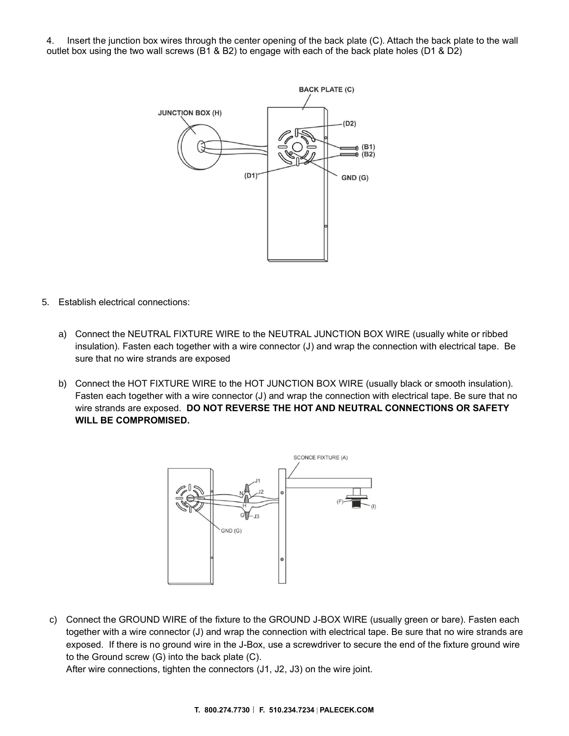4. Insert the junction box wires through the center opening of the back plate (C). Attach the back plate to the wall outlet box using the two wall screws (B1 & B2) to engage with each of the back plate holes (D1 & D2)

5. Establish electrical connections:

   a) Connect the NEUTRAL FIXTURE WIRE to the NEUTRAL JUNCTION BOX WIRE (usually white or ribbed insulation). Fasten each together with a wire connector (J) and wrap the connection with electrical tape. Be sure that no wire strands are exposed

   b) Connect the HOT FIXTURE WIRE to the HOT JUNCTION BOX WIRE (usually black or smooth insulation). Fasten each together with a wire connector (J) and wrap the connection with electrical tape. Be sure that no wire strands are exposed. **DO NOT REVERSE THE HOT AND NEUTRAL CONNECTIONS OR SAFETY WILL BE COMPROMISED.**

   c) Connect the GROUND WIRE of the fixture to the GROUND J-BOX WIRE (usually green or bare). Fasten each together with a wire connector (J) and wrap the connection with electrical tape. Be sure that no wire strands are exposed. If there is no ground wire in the J-Box, use a screwdriver to secure the end of the fixture ground wire to the Ground screw (G) into the back plate (C).
   After wire connections, tighten the connectors (J1, J2, J3) on the wire joint.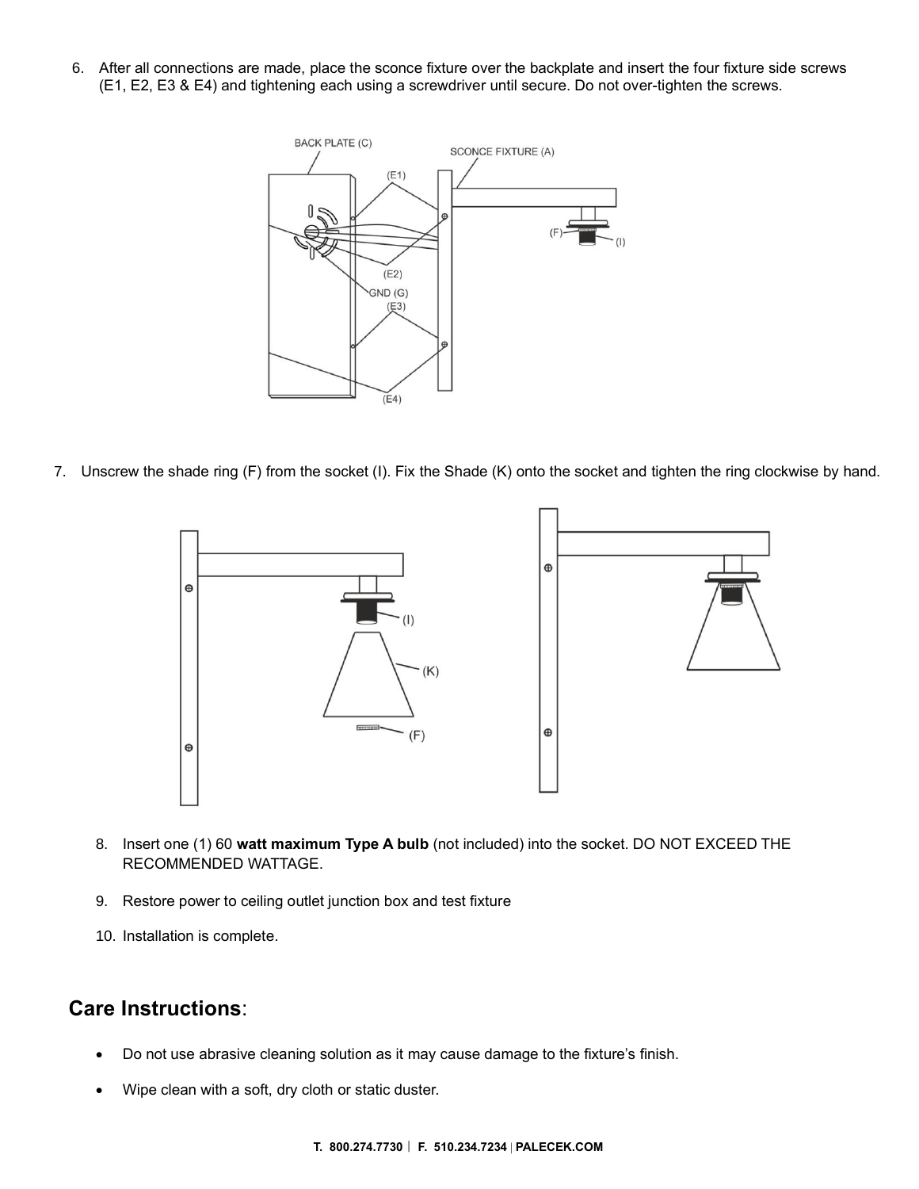6. After all connections are made, place the sconce fixture over the backplate and insert the four fixture side screws (E1, E2, E3 & E4) and tightening each using a screwdriver until secure. Do not over-tighten the screws.

BACK PLATE (C)
SCONCE FIXTURE (A)
(E1)
(F)
(I)
(E2)
GND (G)
(E3)
(E4)

7. Unscrew the shade ring (F) from the socket (I). Fix the Shade (K) onto the socket and tighten the ring clockwise by hand.

(I)
(K)
(F)

8. Insert one (1) 60 **watt maximum Type A bulb** (not included) into the socket. DO NOT EXCEED THE RECOMMENDED WATTAGE.
9. Restore power to ceiling outlet junction box and test fixture
10. Installation is complete.

## Care Instructions:

- Do not use abrasive cleaning solution as it may cause damage to the fixture's finish.
- Wipe clean with a soft, dry cloth or static duster.

T. 800.274.7730 | F. 510.234.7234 | PALECEK.COM